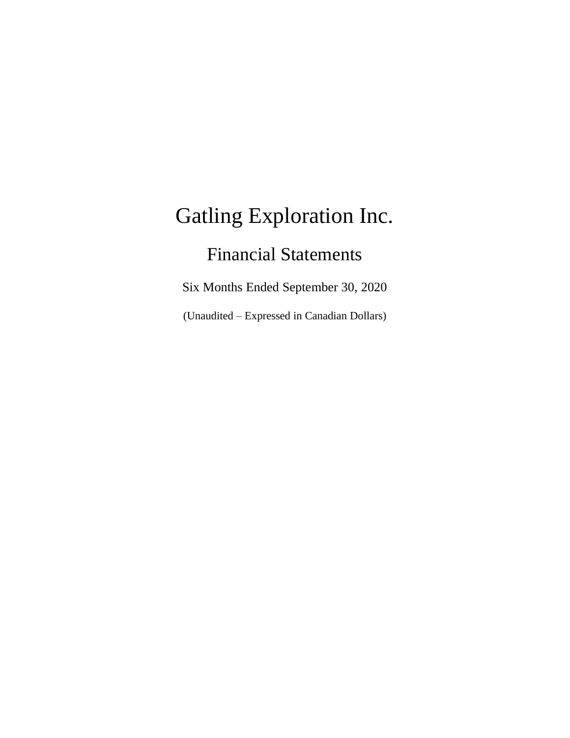# Gatling Exploration Inc.

## Financial Statements

Six Months Ended September 30, 2020

(Unaudited – Expressed in Canadian Dollars)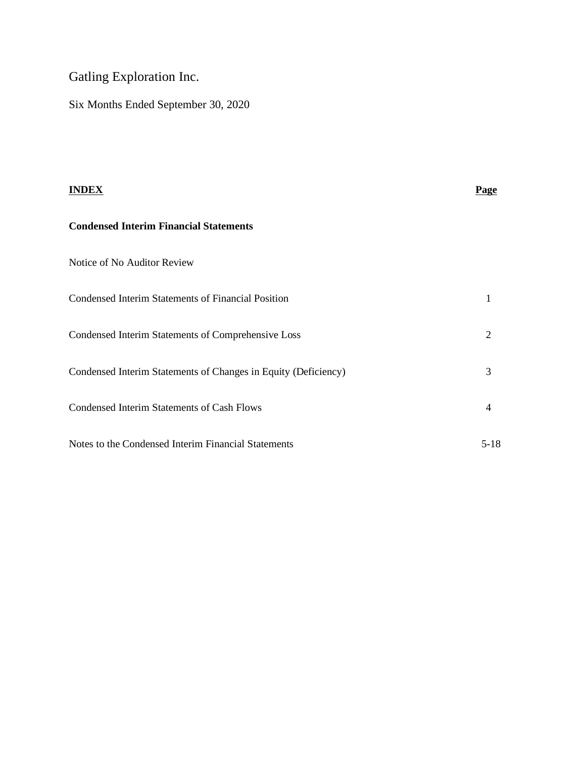# Gatling Exploration Inc.

Six Months Ended September 30, 2020

| **INDEX** | **Page** |
| --- | --- |
| **Condensed Interim Financial Statements** | |
| Notice of No Auditor Review | |
| Condensed Interim Statements of Financial Position | 1 |
| Condensed Interim Statements of Comprehensive Loss | 2 |
| Condensed Interim Statements of Changes in Equity (Deficiency) | 3 |
| Condensed Interim Statements of Cash Flows | 4 |
| Notes to the Condensed Interim Financial Statements | 5-18 |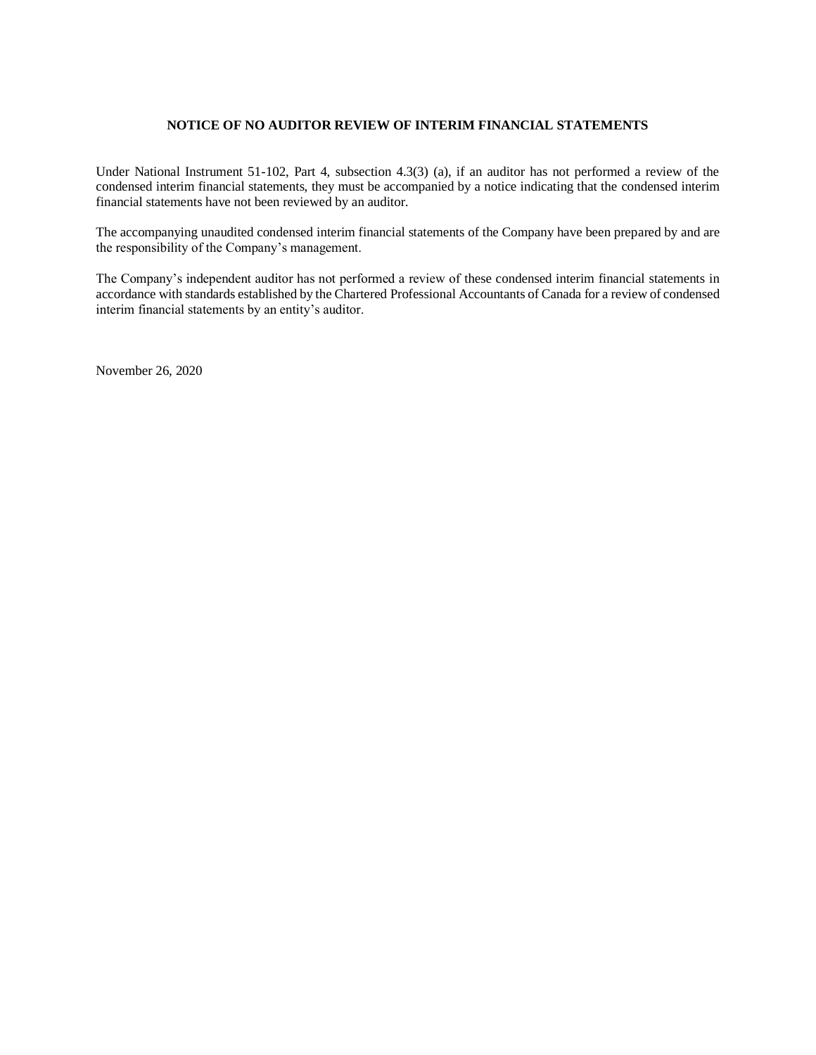**NOTICE OF NO AUDITOR REVIEW OF INTERIM FINANCIAL STATEMENTS**

Under National Instrument 51-102, Part 4, subsection 4.3(3) (a), if an auditor has not performed a review of the condensed interim financial statements, they must be accompanied by a notice indicating that the condensed interim financial statements have not been reviewed by an auditor.

The accompanying unaudited condensed interim financial statements of the Company have been prepared by and are the responsibility of the Company's management.

The Company's independent auditor has not performed a review of these condensed interim financial statements in accordance with standards established by the Chartered Professional Accountants of Canada for a review of condensed interim financial statements by an entity's auditor.

November 26, 2020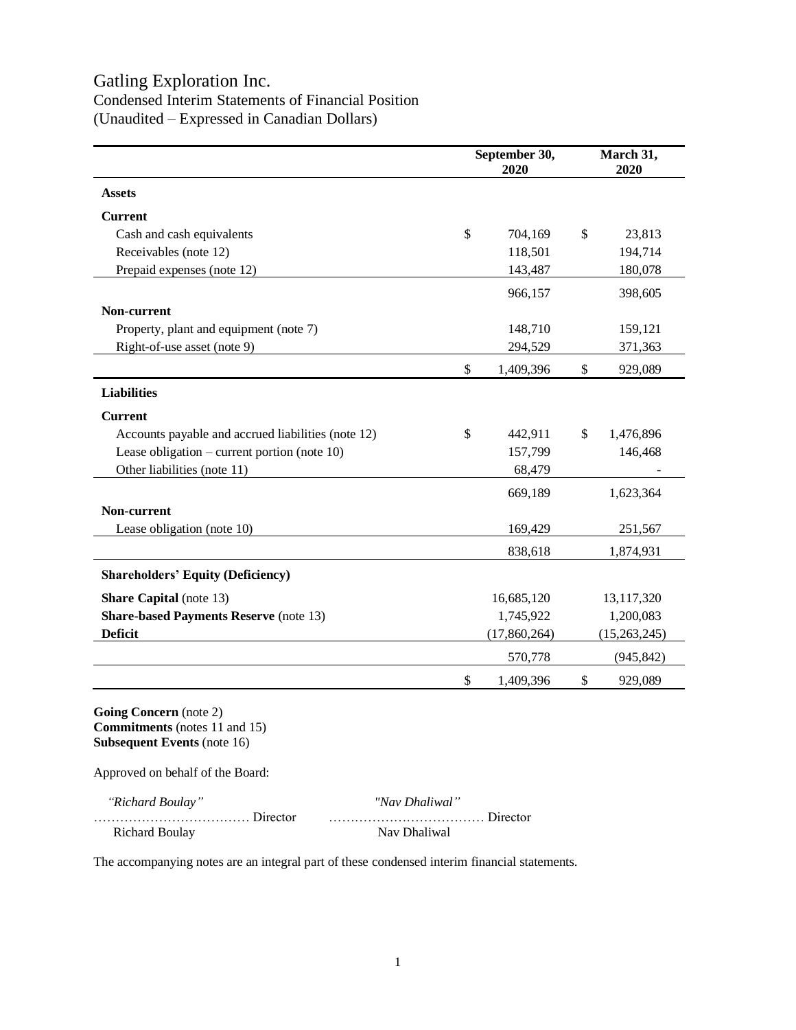# Gatling Exploration Inc.

## Condensed Interim Statements of Financial Position

(Unaudited – Expressed in Canadian Dollars)

| | September 30, 2020 | March 31, 2020 |
|---|---|---|
| **Assets** | | |
| **Current** | | |
| Cash and cash equivalents | $ 704,169 | $ 23,813 |
| Receivables (note 12) | 118,501 | 194,714 |
| Prepaid expenses (note 12) | 143,487 | 180,078 |
| | 966,157 | 398,605 |
| **Non-current** | | |
| Property, plant and equipment (note 7) | 148,710 | 159,121 |
| Right-of-use asset (note 9) | 294,529 | 371,363 |
| | $ 1,409,396 | $ 929,089 |
| **Liabilities** | | |
| **Current** | | |
| Accounts payable and accrued liabilities (note 12) | $ 442,911 | $ 1,476,896 |
| Lease obligation – current portion (note 10) | 157,799 | 146,468 |
| Other liabilities (note 11) | 68,479 | - |
| | 669,189 | 1,623,364 |
| **Non-current** | | |
| Lease obligation (note 10) | 169,429 | 251,567 |
| | 838,618 | 1,874,931 |
| **Shareholders' Equity (Deficiency)** | | |
| **Share Capital** (note 13) | 16,685,120 | 13,117,320 |
| **Share-based Payments Reserve** (note 13) | 1,745,922 | 1,200,083 |
| **Deficit** | (17,860,264) | (15,263,245) |
| | 570,778 | (945,842) |
| | $ 1,409,396 | $ 929,089 |

**Going Concern** (note 2)
**Commitments** (notes 11 and 15)
**Subsequent Events** (note 16)

Approved on behalf of the Board:

| | |
|---|---|
| *"Richard Boulay"* | *"Nav Dhaliwal"* |
| ……………………………… Director | ……………………………… Director |
| Richard Boulay | Nav Dhaliwal |

The accompanying notes are an integral part of these condensed interim financial statements.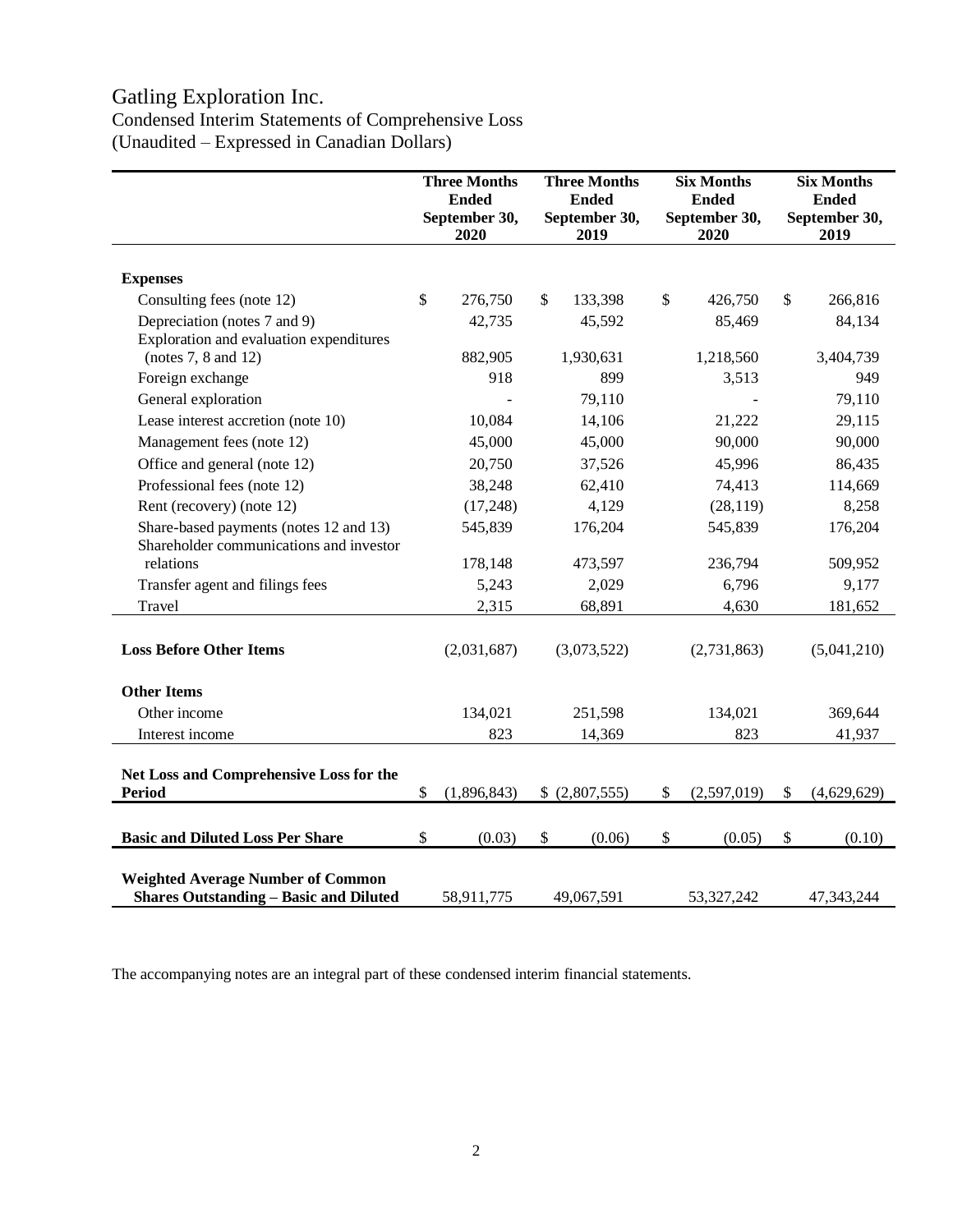# Gatling Exploration Inc.

Condensed Interim Statements of Comprehensive Loss
(Unaudited – Expressed in Canadian Dollars)

| | Three Months Ended September 30, 2020 | Three Months Ended September 30, 2019 | Six Months Ended September 30, 2020 | Six Months Ended September 30, 2019 |
|---|---|---|---|---|
| **Expenses** | | | | |
| Consulting fees (note 12) | $ 276,750 | $ 133,398 | $ 426,750 | $ 266,816 |
| Depreciation (notes 7 and 9) | 42,735 | 45,592 | 85,469 | 84,134 |
| Exploration and evaluation expenditures (notes 7, 8 and 12) | 882,905 | 1,930,631 | 1,218,560 | 3,404,739 |
| Foreign exchange | 918 | 899 | 3,513 | 949 |
| General exploration | - | 79,110 | - | 79,110 |
| Lease interest accretion (note 10) | 10,084 | 14,106 | 21,222 | 29,115 |
| Management fees (note 12) | 45,000 | 45,000 | 90,000 | 90,000 |
| Office and general (note 12) | 20,750 | 37,526 | 45,996 | 86,435 |
| Professional fees (note 12) | 38,248 | 62,410 | 74,413 | 114,669 |
| Rent (recovery) (note 12) | (17,248) | 4,129 | (28,119) | 8,258 |
| Share-based payments (notes 12 and 13) | 545,839 | 176,204 | 545,839 | 176,204 |
| Shareholder communications and investor relations | 178,148 | 473,597 | 236,794 | 509,952 |
| Transfer agent and filings fees | 5,243 | 2,029 | 6,796 | 9,177 |
| Travel | 2,315 | 68,891 | 4,630 | 181,652 |
| **Loss Before Other Items** | (2,031,687) | (3,073,522) | (2,731,863) | (5,041,210) |
| **Other Items** | | | | |
| Other income | 134,021 | 251,598 | 134,021 | 369,644 |
| Interest income | 823 | 14,369 | 823 | 41,937 |
| **Net Loss and Comprehensive Loss for the Period** | $ (1,896,843) | $ (2,807,555) | $ (2,597,019) | $ (4,629,629) |
| **Basic and Diluted Loss Per Share** | $ (0.03) | $ (0.06) | $ (0.05) | $ (0.10) |
| **Weighted Average Number of Common Shares Outstanding – Basic and Diluted** | 58,911,775 | 49,067,591 | 53,327,242 | 47,343,244 |

The accompanying notes are an integral part of these condensed interim financial statements.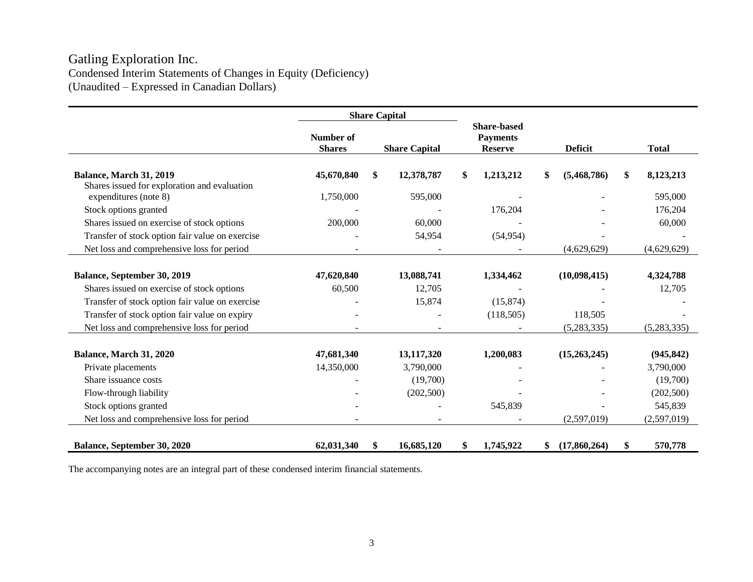# Gatling Exploration Inc.

Condensed Interim Statements of Changes in Equity (Deficiency)
(Unaudited – Expressed in Canadian Dollars)

| | Share Capital | | Share-based Payments Reserve | Deficit | Total |
|---|---|---|---|---|---|
| | Number of Shares | Share Capital | | | |
| **Balance, March 31, 2019** | **45,670,840** | **$ 12,378,787** | **$ 1,213,212** | **$ (5,468,786)** | **$ 8,123,213** |
| Shares issued for exploration and evaluation expenditures (note 8) | 1,750,000 | 595,000 | - | - | 595,000 |
| Stock options granted | - | - | 176,204 | - | 176,204 |
| Shares issued on exercise of stock options | 200,000 | 60,000 | - | - | 60,000 |
| Transfer of stock option fair value on exercise | - | 54,954 | (54,954) | - | - |
| Net loss and comprehensive loss for period | - | - | - | (4,629,629) | (4,629,629) |
| **Balance, September 30, 2019** | **47,620,840** | **13,088,741** | **1,334,462** | **(10,098,415)** | **4,324,788** |
| Shares issued on exercise of stock options | 60,500 | 12,705 | - | - | 12,705 |
| Transfer of stock option fair value on exercise | - | 15,874 | (15,874) | - | - |
| Transfer of stock option fair value on expiry | - | - | (118,505) | 118,505 | - |
| Net loss and comprehensive loss for period | - | - | - | (5,283,335) | (5,283,335) |
| **Balance, March 31, 2020** | **47,681,340** | **13,117,320** | **1,200,083** | **(15,263,245)** | **(945,842)** |
| Private placements | 14,350,000 | 3,790,000 | - | - | 3,790,000 |
| Share issuance costs | - | (19,700) | - | - | (19,700) |
| Flow-through liability | - | (202,500) | - | - | (202,500) |
| Stock options granted | - | - | 545,839 | - | 545,839 |
| Net loss and comprehensive loss for period | - | - | - | (2,597,019) | (2,597,019) |
| **Balance, September 30, 2020** | **62,031,340** | **$ 16,685,120** | **$ 1,745,922** | **$ (17,860,264)** | **$ 570,778** |

The accompanying notes are an integral part of these condensed interim financial statements.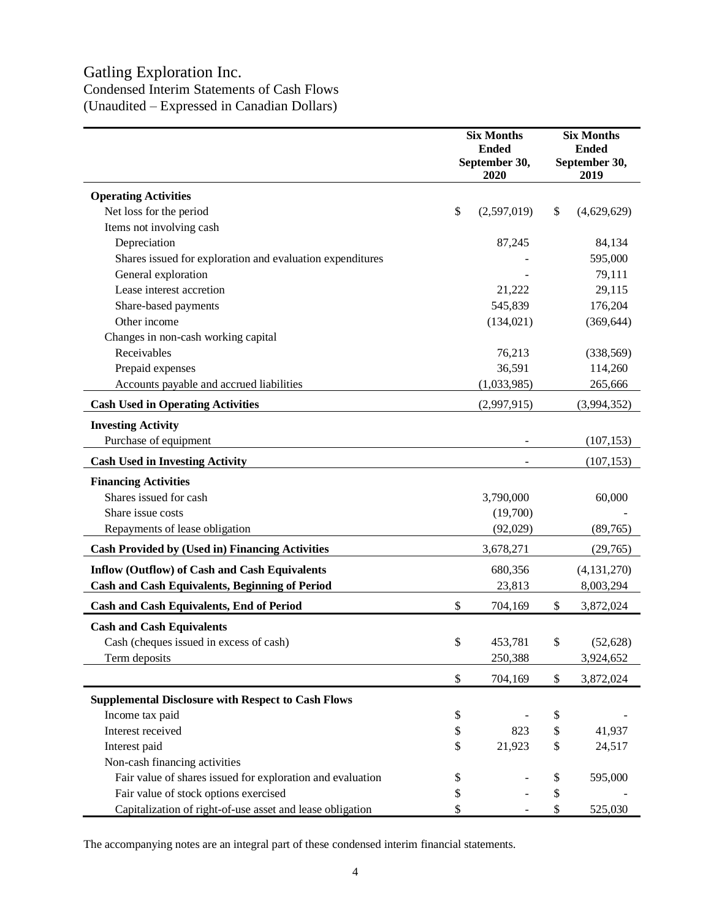# Gatling Exploration Inc.

Condensed Interim Statements of Cash Flows

(Unaudited – Expressed in Canadian Dollars)

| | Six Months Ended September 30, 2020 | Six Months Ended September 30, 2019 |
|---|---|---|
| **Operating Activities** | | |
| Net loss for the period | $ (2,597,019) | $ (4,629,629) |
| Items not involving cash | | |
| Depreciation | 87,245 | 84,134 |
| Shares issued for exploration and evaluation expenditures | - | 595,000 |
| General exploration | - | 79,111 |
| Lease interest accretion | 21,222 | 29,115 |
| Share-based payments | 545,839 | 176,204 |
| Other income | (134,021) | (369,644) |
| Changes in non-cash working capital | | |
| Receivables | 76,213 | (338,569) |
| Prepaid expenses | 36,591 | 114,260 |
| Accounts payable and accrued liabilities | (1,033,985) | 265,666 |
| **Cash Used in Operating Activities** | (2,997,915) | (3,994,352) |
| **Investing Activity** | | |
| Purchase of equipment | - | (107,153) |
| **Cash Used in Investing Activity** | - | (107,153) |
| **Financing Activities** | | |
| Shares issued for cash | 3,790,000 | 60,000 |
| Share issue costs | (19,700) | - |
| Repayments of lease obligation | (92,029) | (89,765) |
| **Cash Provided by (Used in) Financing Activities** | 3,678,271 | (29,765) |
| **Inflow (Outflow) of Cash and Cash Equivalents** | 680,356 | (4,131,270) |
| **Cash and Cash Equivalents, Beginning of Period** | 23,813 | 8,003,294 |
| **Cash and Cash Equivalents, End of Period** | $ 704,169 | $ 3,872,024 |
| **Cash and Cash Equivalents** | | |
| Cash (cheques issued in excess of cash) | $ 453,781 | $ (52,628) |
| Term deposits | 250,388 | 3,924,652 |
| | $ 704,169 | $ 3,872,024 |
| **Supplemental Disclosure with Respect to Cash Flows** | | |
| Income tax paid | $ - | $ - |
| Interest received | $ 823 | $ 41,937 |
| Interest paid | $ 21,923 | $ 24,517 |
| Non-cash financing activities | | |
| Fair value of shares issued for exploration and evaluation | $ - | $ 595,000 |
| Fair value of stock options exercised | $ - | $ - |
| Capitalization of right-of-use asset and lease obligation | $ - | $ 525,030 |

The accompanying notes are an integral part of these condensed interim financial statements.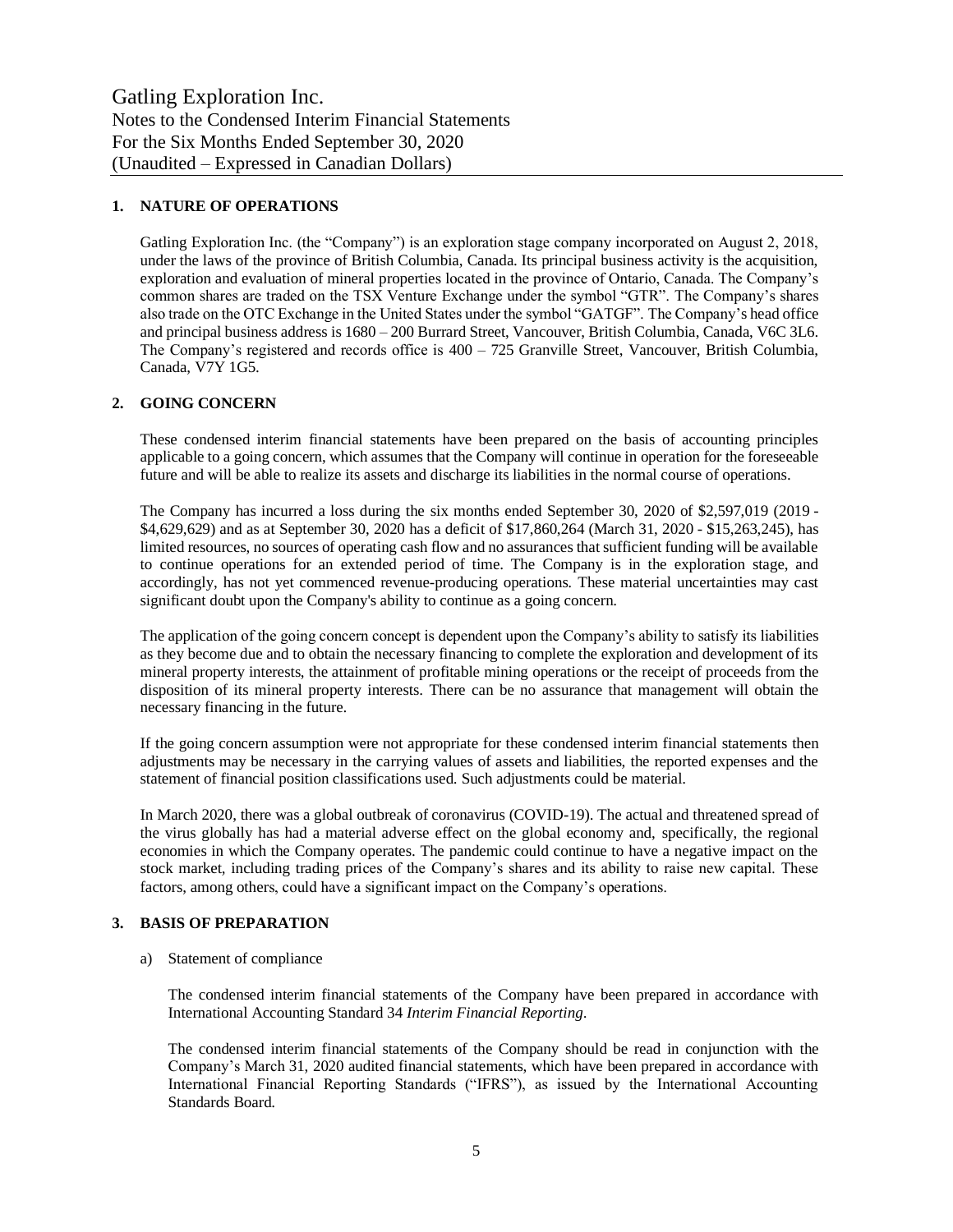## 1. NATURE OF OPERATIONS

Gatling Exploration Inc. (the "Company") is an exploration stage company incorporated on August 2, 2018, under the laws of the province of British Columbia, Canada. Its principal business activity is the acquisition, exploration and evaluation of mineral properties located in the province of Ontario, Canada. The Company's common shares are traded on the TSX Venture Exchange under the symbol "GTR". The Company's shares also trade on the OTC Exchange in the United States under the symbol "GATGF". The Company's head office and principal business address is 1680 – 200 Burrard Street, Vancouver, British Columbia, Canada, V6C 3L6. The Company's registered and records office is 400 – 725 Granville Street, Vancouver, British Columbia, Canada, V7Y 1G5.

## 2. GOING CONCERN

These condensed interim financial statements have been prepared on the basis of accounting principles applicable to a going concern, which assumes that the Company will continue in operation for the foreseeable future and will be able to realize its assets and discharge its liabilities in the normal course of operations.

The Company has incurred a loss during the six months ended September 30, 2020 of $2,597,019 (2019 - $4,629,629) and as at September 30, 2020 has a deficit of $17,860,264 (March 31, 2020 - $15,263,245), has limited resources, no sources of operating cash flow and no assurances that sufficient funding will be available to continue operations for an extended period of time. The Company is in the exploration stage, and accordingly, has not yet commenced revenue-producing operations. These material uncertainties may cast significant doubt upon the Company's ability to continue as a going concern.

The application of the going concern concept is dependent upon the Company's ability to satisfy its liabilities as they become due and to obtain the necessary financing to complete the exploration and development of its mineral property interests, the attainment of profitable mining operations or the receipt of proceeds from the disposition of its mineral property interests. There can be no assurance that management will obtain the necessary financing in the future.

If the going concern assumption were not appropriate for these condensed interim financial statements then adjustments may be necessary in the carrying values of assets and liabilities, the reported expenses and the statement of financial position classifications used. Such adjustments could be material.

In March 2020, there was a global outbreak of coronavirus (COVID-19). The actual and threatened spread of the virus globally has had a material adverse effect on the global economy and, specifically, the regional economies in which the Company operates. The pandemic could continue to have a negative impact on the stock market, including trading prices of the Company's shares and its ability to raise new capital. These factors, among others, could have a significant impact on the Company's operations.

## 3. BASIS OF PREPARATION

a) Statement of compliance

The condensed interim financial statements of the Company have been prepared in accordance with International Accounting Standard 34 *Interim Financial Reporting*.

The condensed interim financial statements of the Company should be read in conjunction with the Company's March 31, 2020 audited financial statements, which have been prepared in accordance with International Financial Reporting Standards ("IFRS"), as issued by the International Accounting Standards Board.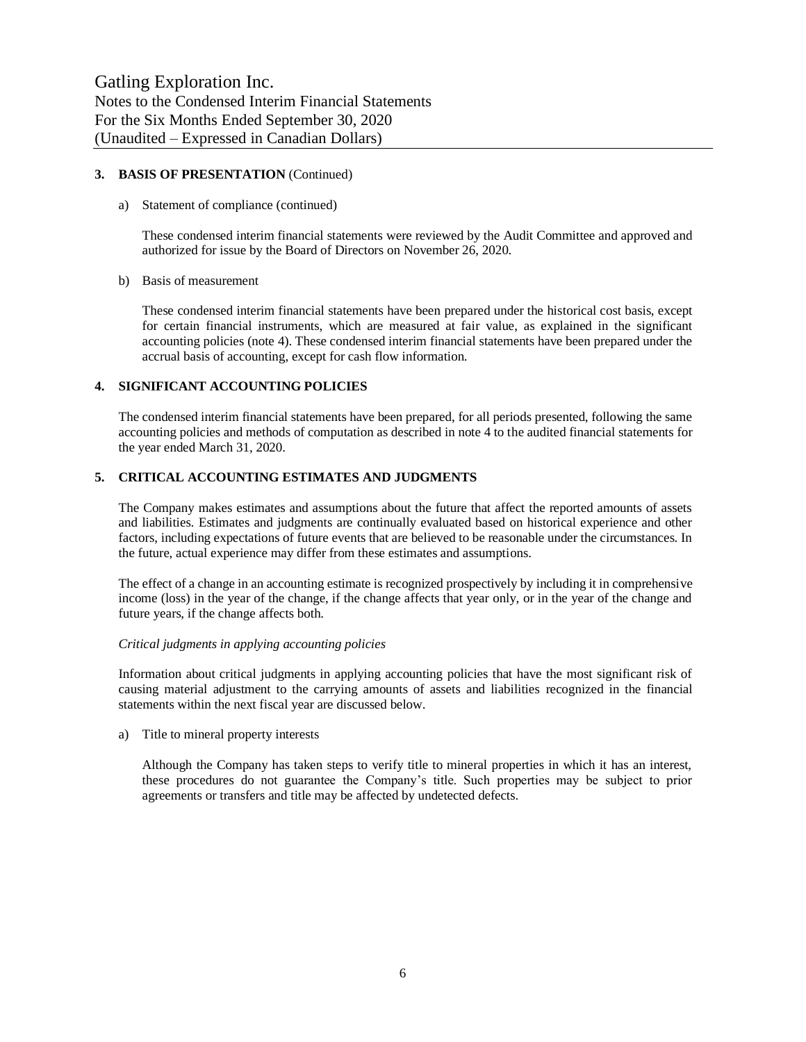## 3. BASIS OF PRESENTATION (Continued)

a) Statement of compliance (continued)

These condensed interim financial statements were reviewed by the Audit Committee and approved and authorized for issue by the Board of Directors on November 26, 2020.

b) Basis of measurement

These condensed interim financial statements have been prepared under the historical cost basis, except for certain financial instruments, which are measured at fair value, as explained in the significant accounting policies (note 4). These condensed interim financial statements have been prepared under the accrual basis of accounting, except for cash flow information.

## 4. SIGNIFICANT ACCOUNTING POLICIES

The condensed interim financial statements have been prepared, for all periods presented, following the same accounting policies and methods of computation as described in note 4 to the audited financial statements for the year ended March 31, 2020.

## 5. CRITICAL ACCOUNTING ESTIMATES AND JUDGMENTS

The Company makes estimates and assumptions about the future that affect the reported amounts of assets and liabilities. Estimates and judgments are continually evaluated based on historical experience and other factors, including expectations of future events that are believed to be reasonable under the circumstances. In the future, actual experience may differ from these estimates and assumptions.

The effect of a change in an accounting estimate is recognized prospectively by including it in comprehensive income (loss) in the year of the change, if the change affects that year only, or in the year of the change and future years, if the change affects both.

*Critical judgments in applying accounting policies*

Information about critical judgments in applying accounting policies that have the most significant risk of causing material adjustment to the carrying amounts of assets and liabilities recognized in the financial statements within the next fiscal year are discussed below.

a) Title to mineral property interests

Although the Company has taken steps to verify title to mineral properties in which it has an interest, these procedures do not guarantee the Company's title. Such properties may be subject to prior agreements or transfers and title may be affected by undetected defects.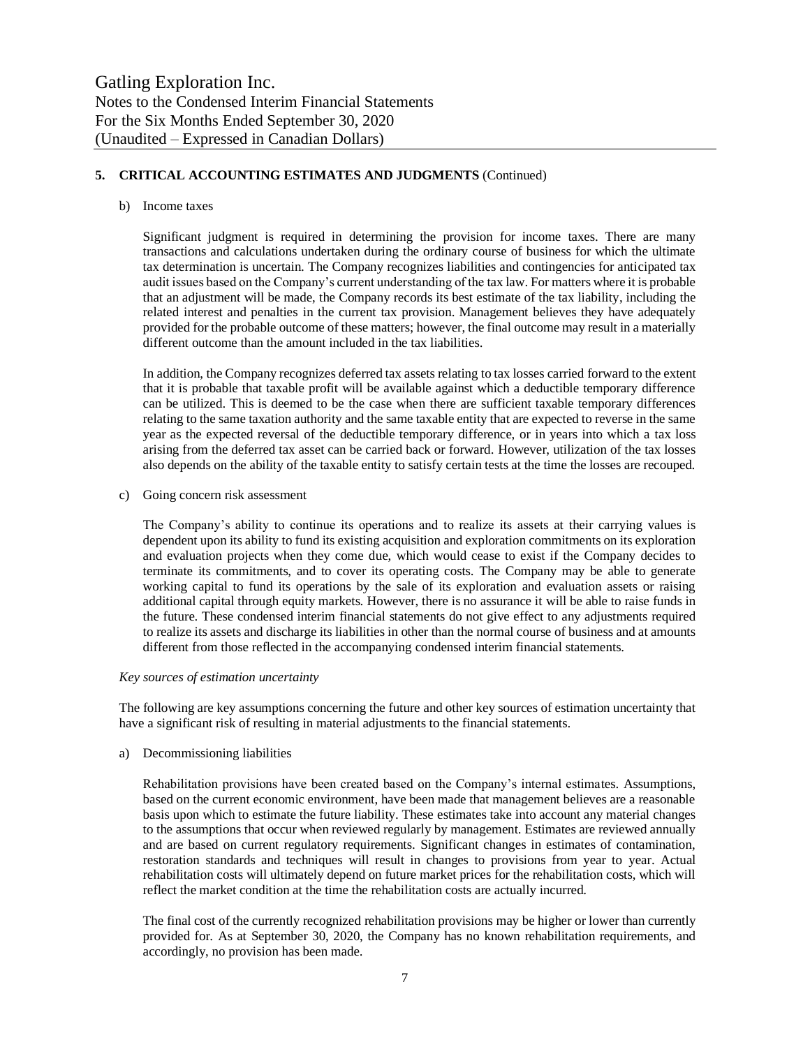## 5. CRITICAL ACCOUNTING ESTIMATES AND JUDGMENTS (Continued)

b) Income taxes

Significant judgment is required in determining the provision for income taxes. There are many transactions and calculations undertaken during the ordinary course of business for which the ultimate tax determination is uncertain. The Company recognizes liabilities and contingencies for anticipated tax audit issues based on the Company's current understanding of the tax law. For matters where it is probable that an adjustment will be made, the Company records its best estimate of the tax liability, including the related interest and penalties in the current tax provision. Management believes they have adequately provided for the probable outcome of these matters; however, the final outcome may result in a materially different outcome than the amount included in the tax liabilities.

In addition, the Company recognizes deferred tax assets relating to tax losses carried forward to the extent that it is probable that taxable profit will be available against which a deductible temporary difference can be utilized. This is deemed to be the case when there are sufficient taxable temporary differences relating to the same taxation authority and the same taxable entity that are expected to reverse in the same year as the expected reversal of the deductible temporary difference, or in years into which a tax loss arising from the deferred tax asset can be carried back or forward. However, utilization of the tax losses also depends on the ability of the taxable entity to satisfy certain tests at the time the losses are recouped.

c) Going concern risk assessment

The Company's ability to continue its operations and to realize its assets at their carrying values is dependent upon its ability to fund its existing acquisition and exploration commitments on its exploration and evaluation projects when they come due, which would cease to exist if the Company decides to terminate its commitments, and to cover its operating costs. The Company may be able to generate working capital to fund its operations by the sale of its exploration and evaluation assets or raising additional capital through equity markets. However, there is no assurance it will be able to raise funds in the future. These condensed interim financial statements do not give effect to any adjustments required to realize its assets and discharge its liabilities in other than the normal course of business and at amounts different from those reflected in the accompanying condensed interim financial statements.

*Key sources of estimation uncertainty*

The following are key assumptions concerning the future and other key sources of estimation uncertainty that have a significant risk of resulting in material adjustments to the financial statements.

a) Decommissioning liabilities

Rehabilitation provisions have been created based on the Company's internal estimates. Assumptions, based on the current economic environment, have been made that management believes are a reasonable basis upon which to estimate the future liability. These estimates take into account any material changes to the assumptions that occur when reviewed regularly by management. Estimates are reviewed annually and are based on current regulatory requirements. Significant changes in estimates of contamination, restoration standards and techniques will result in changes to provisions from year to year. Actual rehabilitation costs will ultimately depend on future market prices for the rehabilitation costs, which will reflect the market condition at the time the rehabilitation costs are actually incurred.

The final cost of the currently recognized rehabilitation provisions may be higher or lower than currently provided for. As at September 30, 2020, the Company has no known rehabilitation requirements, and accordingly, no provision has been made.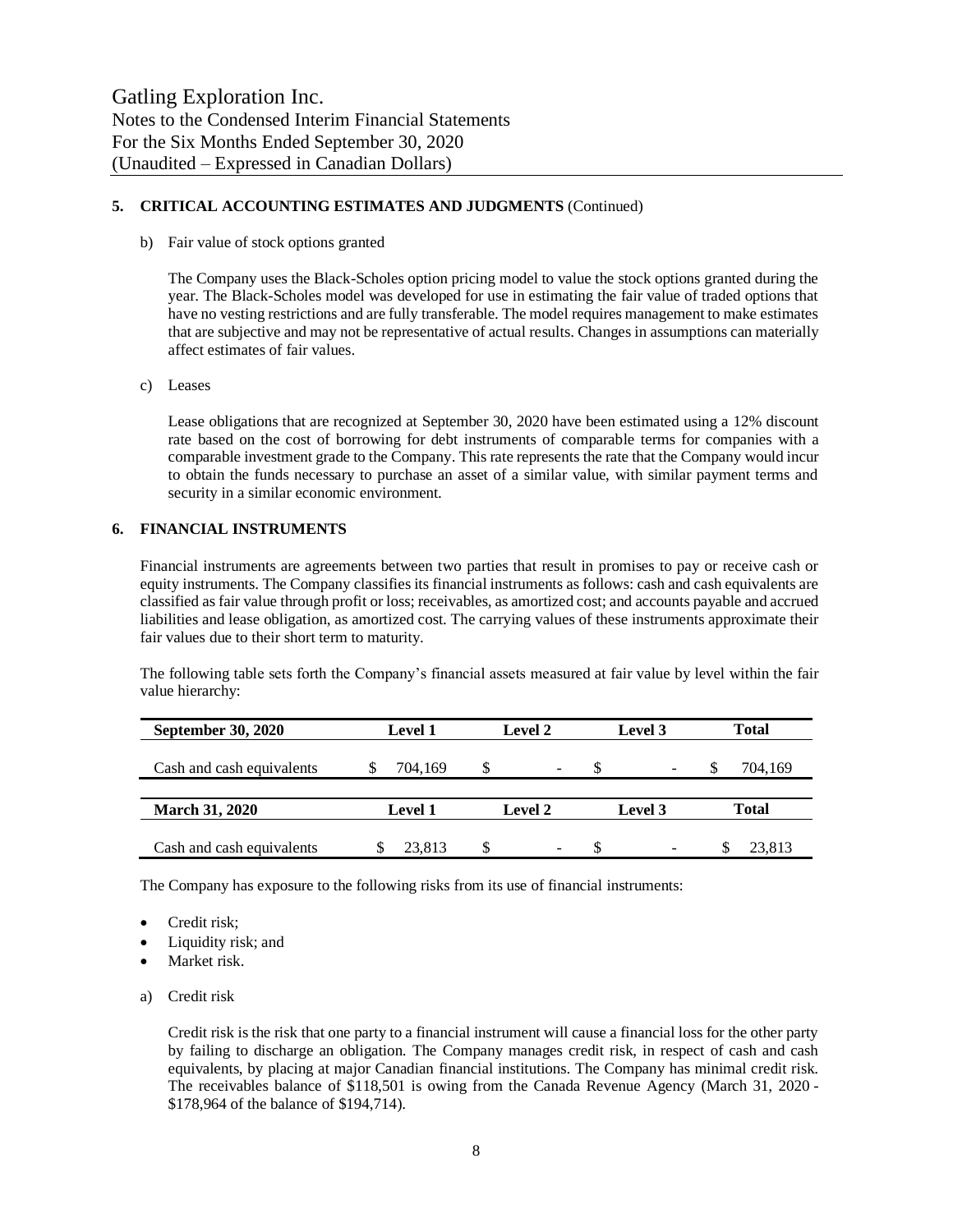**5. CRITICAL ACCOUNTING ESTIMATES AND JUDGMENTS** (Continued)

b) Fair value of stock options granted

The Company uses the Black-Scholes option pricing model to value the stock options granted during the year. The Black-Scholes model was developed for use in estimating the fair value of traded options that have no vesting restrictions and are fully transferable. The model requires management to make estimates that are subjective and may not be representative of actual results. Changes in assumptions can materially affect estimates of fair values.

c) Leases

Lease obligations that are recognized at September 30, 2020 have been estimated using a 12% discount rate based on the cost of borrowing for debt instruments of comparable terms for companies with a comparable investment grade to the Company. This rate represents the rate that the Company would incur to obtain the funds necessary to purchase an asset of a similar value, with similar payment terms and security in a similar economic environment.

**6. FINANCIAL INSTRUMENTS**

Financial instruments are agreements between two parties that result in promises to pay or receive cash or equity instruments. The Company classifies its financial instruments as follows: cash and cash equivalents are classified as fair value through profit or loss; receivables, as amortized cost; and accounts payable and accrued liabilities and lease obligation, as amortized cost. The carrying values of these instruments approximate their fair values due to their short term to maturity.

The following table sets forth the Company's financial assets measured at fair value by level within the fair value hierarchy:

| **September 30, 2020** | **Level 1** | **Level 2** | **Level 3** | **Total** |
|---|---|---|---|---|
| Cash and cash equivalents | $ 704,169 | $ - | $ - | $ 704,169 |
| **March 31, 2020** | **Level 1** | **Level 2** | **Level 3** | **Total** |
| Cash and cash equivalents | $ 23,813 | $ - | $ - | $ 23,813 |

The Company has exposure to the following risks from its use of financial instruments:

- Credit risk;
- Liquidity risk; and
- Market risk.

a) Credit risk

Credit risk is the risk that one party to a financial instrument will cause a financial loss for the other party by failing to discharge an obligation. The Company manages credit risk, in respect of cash and cash equivalents, by placing at major Canadian financial institutions. The Company has minimal credit risk. The receivables balance of $118,501 is owing from the Canada Revenue Agency (March 31, 2020 - $178,964 of the balance of $194,714).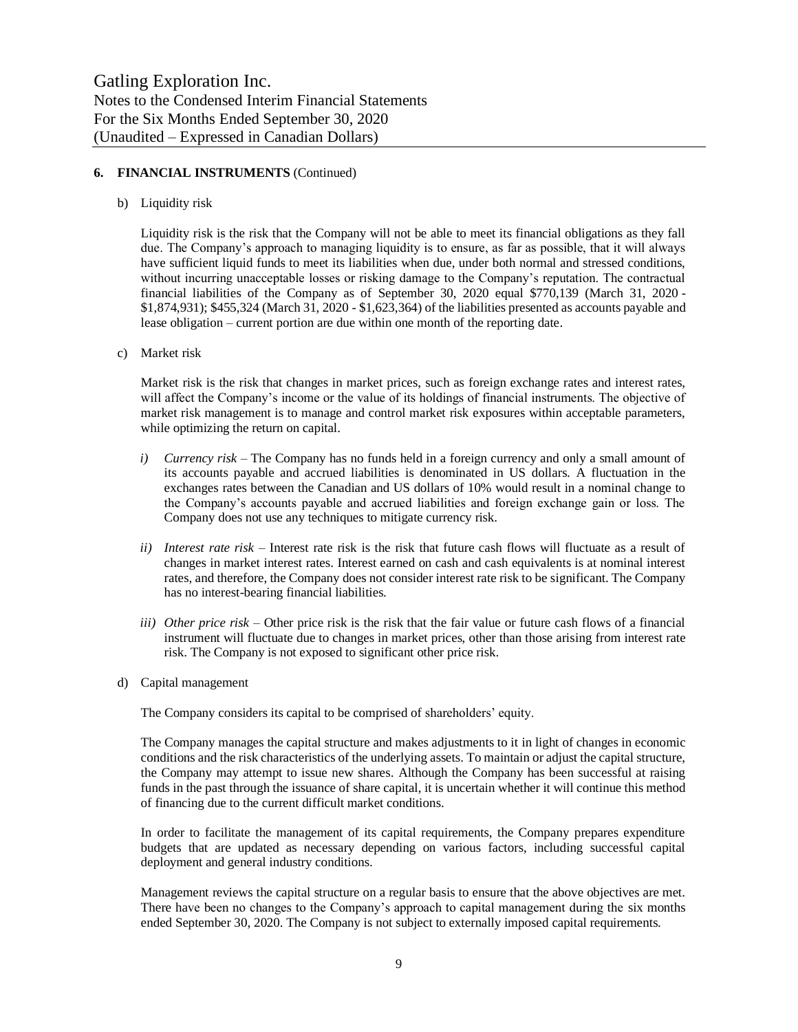## 6. FINANCIAL INSTRUMENTS (Continued)

b) Liquidity risk

Liquidity risk is the risk that the Company will not be able to meet its financial obligations as they fall due. The Company's approach to managing liquidity is to ensure, as far as possible, that it will always have sufficient liquid funds to meet its liabilities when due, under both normal and stressed conditions, without incurring unacceptable losses or risking damage to the Company's reputation. The contractual financial liabilities of the Company as of September 30, 2020 equal $770,139 (March 31, 2020 - $1,874,931); $455,324 (March 31, 2020 - $1,623,364) of the liabilities presented as accounts payable and lease obligation – current portion are due within one month of the reporting date.

c) Market risk

Market risk is the risk that changes in market prices, such as foreign exchange rates and interest rates, will affect the Company's income or the value of its holdings of financial instruments. The objective of market risk management is to manage and control market risk exposures within acceptable parameters, while optimizing the return on capital.

*i) Currency risk* – The Company has no funds held in a foreign currency and only a small amount of its accounts payable and accrued liabilities is denominated in US dollars. A fluctuation in the exchanges rates between the Canadian and US dollars of 10% would result in a nominal change to the Company's accounts payable and accrued liabilities and foreign exchange gain or loss. The Company does not use any techniques to mitigate currency risk.

*ii) Interest rate risk* – Interest rate risk is the risk that future cash flows will fluctuate as a result of changes in market interest rates. Interest earned on cash and cash equivalents is at nominal interest rates, and therefore, the Company does not consider interest rate risk to be significant. The Company has no interest-bearing financial liabilities.

*iii) Other price risk* – Other price risk is the risk that the fair value or future cash flows of a financial instrument will fluctuate due to changes in market prices, other than those arising from interest rate risk. The Company is not exposed to significant other price risk.

d) Capital management

The Company considers its capital to be comprised of shareholders' equity.

The Company manages the capital structure and makes adjustments to it in light of changes in economic conditions and the risk characteristics of the underlying assets. To maintain or adjust the capital structure, the Company may attempt to issue new shares. Although the Company has been successful at raising funds in the past through the issuance of share capital, it is uncertain whether it will continue this method of financing due to the current difficult market conditions.

In order to facilitate the management of its capital requirements, the Company prepares expenditure budgets that are updated as necessary depending on various factors, including successful capital deployment and general industry conditions.

Management reviews the capital structure on a regular basis to ensure that the above objectives are met. There have been no changes to the Company's approach to capital management during the six months ended September 30, 2020. The Company is not subject to externally imposed capital requirements.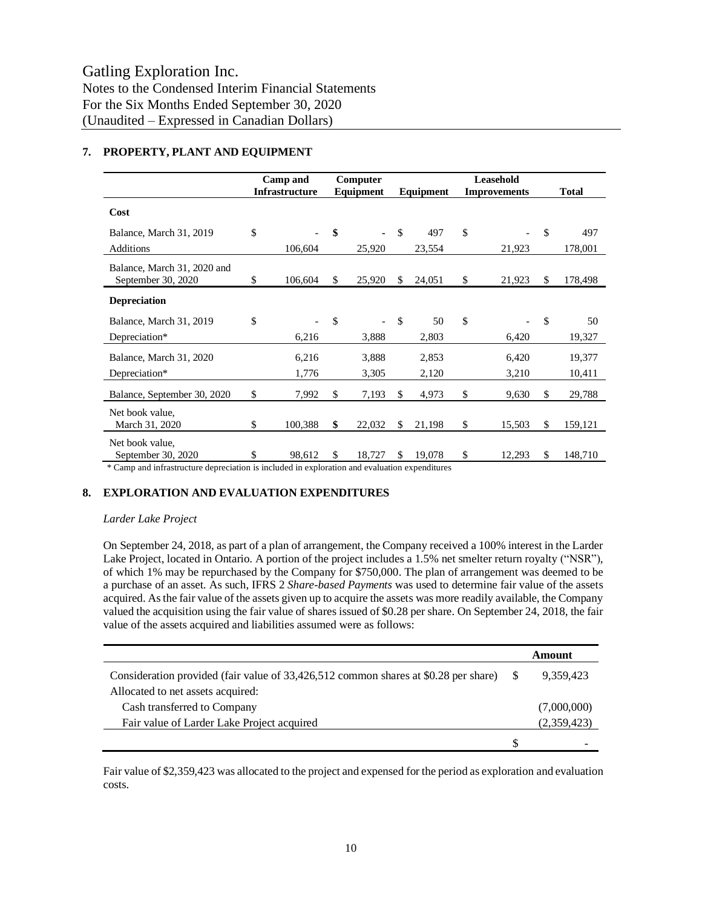# Gatling Exploration Inc.

Notes to the Condensed Interim Financial Statements
For the Six Months Ended September 30, 2020
(Unaudited – Expressed in Canadian Dollars)

## 7. PROPERTY, PLANT AND EQUIPMENT

| | Camp and Infrastructure | Computer Equipment | Equipment | Leasehold Improvements | Total |
|---|---|---|---|---|---|
| **Cost** | | | | | |
| Balance, March 31, 2019 | $ - | $ - | $ 497 | $ - | $ 497 |
| Additions | 106,604 | 25,920 | 23,554 | 21,923 | 178,001 |
| Balance, March 31, 2020 and September 30, 2020 | $ 106,604 | $ 25,920 | $ 24,051 | $ 21,923 | $ 178,498 |
| **Depreciation** | | | | | |
| Balance, March 31, 2019 | $ - | $ - | $ 50 | $ - | $ 50 |
| Depreciation* | 6,216 | 3,888 | 2,803 | 6,420 | 19,327 |
| Balance, March 31, 2020 | 6,216 | 3,888 | 2,853 | 6,420 | 19,377 |
| Depreciation* | 1,776 | 3,305 | 2,120 | 3,210 | 10,411 |
| Balance, September 30, 2020 | $ 7,992 | $ 7,193 | $ 4,973 | $ 9,630 | $ 29,788 |
| Net book value, March 31, 2020 | $ 100,388 | $ 22,032 | $ 21,198 | $ 15,503 | $ 159,121 |
| Net book value, September 30, 2020 | $ 98,612 | $ 18,727 | $ 19,078 | $ 12,293 | $ 148,710 |

\* Camp and infrastructure depreciation is included in exploration and evaluation expenditures

## 8. EXPLORATION AND EVALUATION EXPENDITURES

*Larder Lake Project*

On September 24, 2018, as part of a plan of arrangement, the Company received a 100% interest in the Larder Lake Project, located in Ontario. A portion of the project includes a 1.5% net smelter return royalty ("NSR"), of which 1% may be repurchased by the Company for $750,000. The plan of arrangement was deemed to be a purchase of an asset. As such, IFRS 2 *Share-based Payments* was used to determine fair value of the assets acquired. As the fair value of the assets given up to acquire the assets was more readily available, the Company valued the acquisition using the fair value of shares issued of $0.28 per share. On September 24, 2018, the fair value of the assets acquired and liabilities assumed were as follows:

| | Amount |
|---|---|
| Consideration provided (fair value of 33,426,512 common shares at $0.28 per share) | $ 9,359,423 |
| Allocated to net assets acquired: | |
| Cash transferred to Company | (7,000,000) |
| Fair value of Larder Lake Project acquired | (2,359,423) |
| | $ - |

Fair value of $2,359,423 was allocated to the project and expensed for the period as exploration and evaluation costs.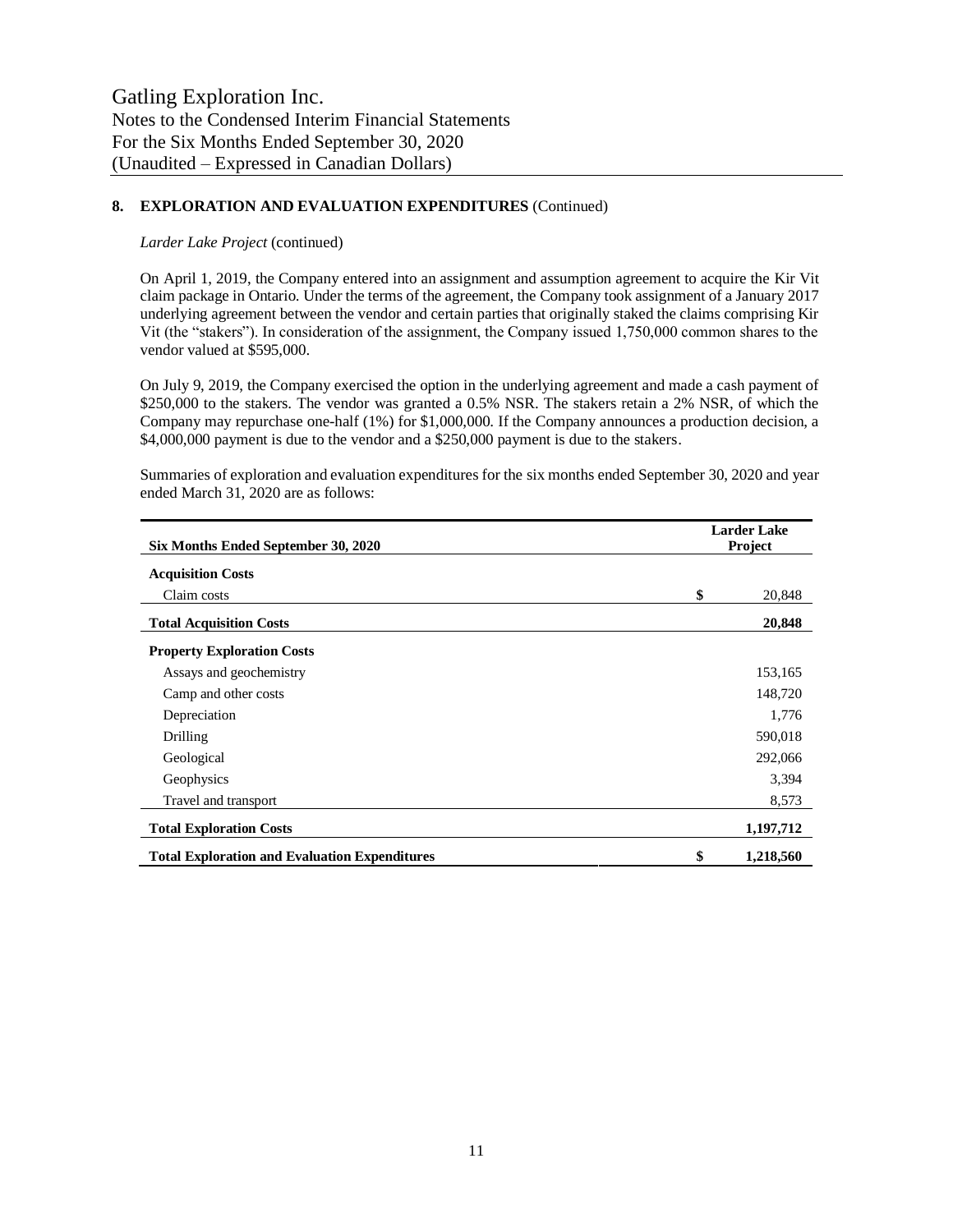## 8. EXPLORATION AND EVALUATION EXPENDITURES (Continued)

*Larder Lake Project* (continued)

On April 1, 2019, the Company entered into an assignment and assumption agreement to acquire the Kir Vit claim package in Ontario. Under the terms of the agreement, the Company took assignment of a January 2017 underlying agreement between the vendor and certain parties that originally staked the claims comprising Kir Vit (the "stakers"). In consideration of the assignment, the Company issued 1,750,000 common shares to the vendor valued at $595,000.

On July 9, 2019, the Company exercised the option in the underlying agreement and made a cash payment of $250,000 to the stakers. The vendor was granted a 0.5% NSR. The stakers retain a 2% NSR, of which the Company may repurchase one-half (1%) for $1,000,000. If the Company announces a production decision, a $4,000,000 payment is due to the vendor and a $250,000 payment is due to the stakers.

Summaries of exploration and evaluation expenditures for the six months ended September 30, 2020 and year ended March 31, 2020 are as follows:

| Six Months Ended September 30, 2020 | Larder Lake Project |
|---|---|
| **Acquisition Costs** | |
| Claim costs | $ 20,848 |
| **Total Acquisition Costs** | **20,848** |
| **Property Exploration Costs** | |
| Assays and geochemistry | 153,165 |
| Camp and other costs | 148,720 |
| Depreciation | 1,776 |
| Drilling | 590,018 |
| Geological | 292,066 |
| Geophysics | 3,394 |
| Travel and transport | 8,573 |
| **Total Exploration Costs** | **1,197,712** |
| **Total Exploration and Evaluation Expenditures** | **$ 1,218,560** |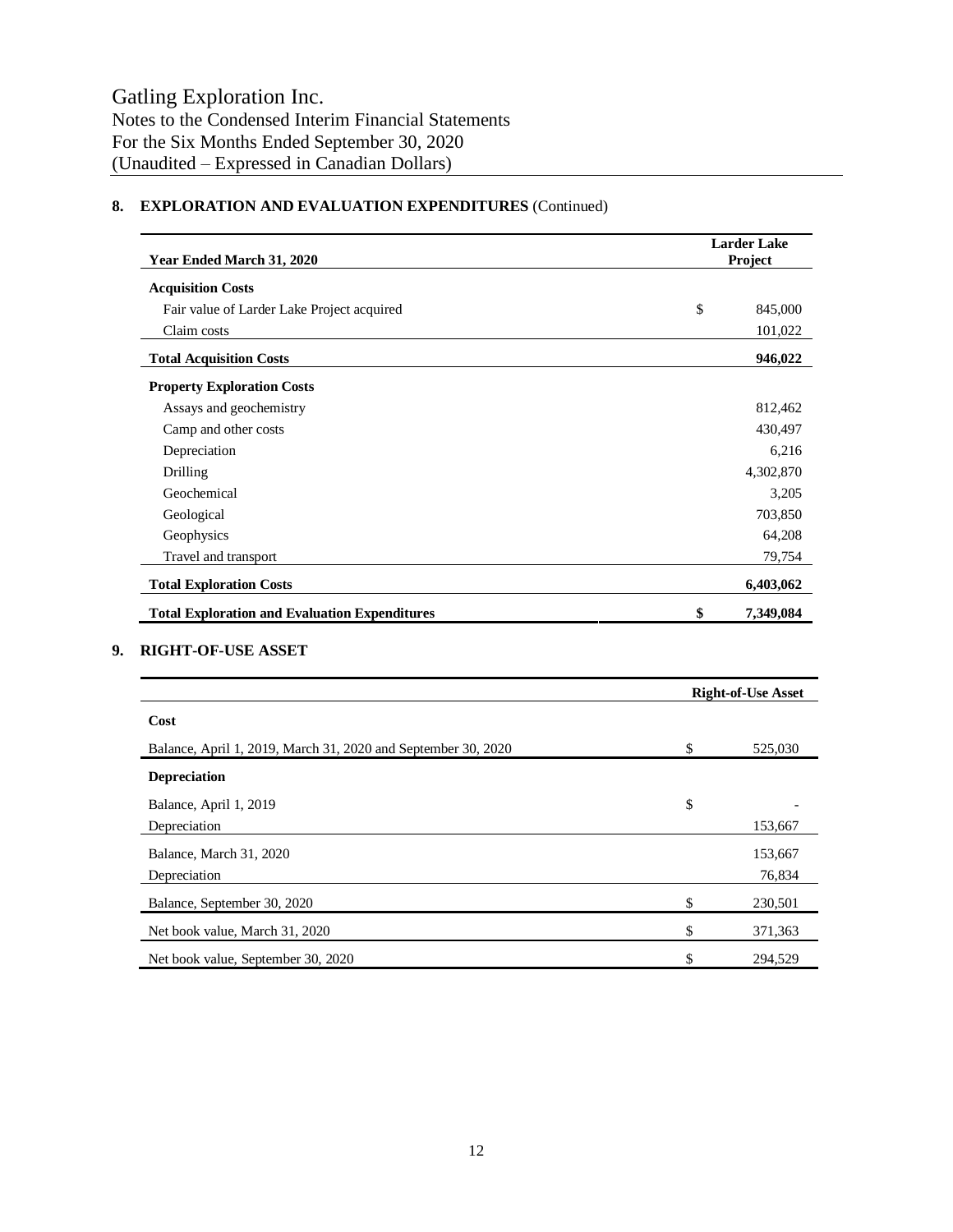## 8. EXPLORATION AND EVALUATION EXPENDITURES (Continued)

| Year Ended March 31, 2020 | | Larder Lake Project |
|---|---|---|
| **Acquisition Costs** | | |
| Fair value of Larder Lake Project acquired | $ | 845,000 |
| Claim costs | | 101,022 |
| **Total Acquisition Costs** | | **946,022** |
| **Property Exploration Costs** | | |
| Assays and geochemistry | | 812,462 |
| Camp and other costs | | 430,497 |
| Depreciation | | 6,216 |
| Drilling | | 4,302,870 |
| Geochemical | | 3,205 |
| Geological | | 703,850 |
| Geophysics | | 64,208 |
| Travel and transport | | 79,754 |
| **Total Exploration Costs** | | **6,403,062** |
| **Total Exploration and Evaluation Expenditures** | **$** | **7,349,084** |

## 9. RIGHT-OF-USE ASSET

| | | Right-of-Use Asset |
|---|---|---|
| **Cost** | | |
| Balance, April 1, 2019, March 31, 2020 and September 30, 2020 | $ | 525,030 |
| **Depreciation** | | |
| Balance, April 1, 2019 | $ | - |
| Depreciation | | 153,667 |
| Balance, March 31, 2020 | | 153,667 |
| Depreciation | | 76,834 |
| Balance, September 30, 2020 | $ | 230,501 |
| Net book value, March 31, 2020 | $ | 371,363 |
| Net book value, September 30, 2020 | $ | 294,529 |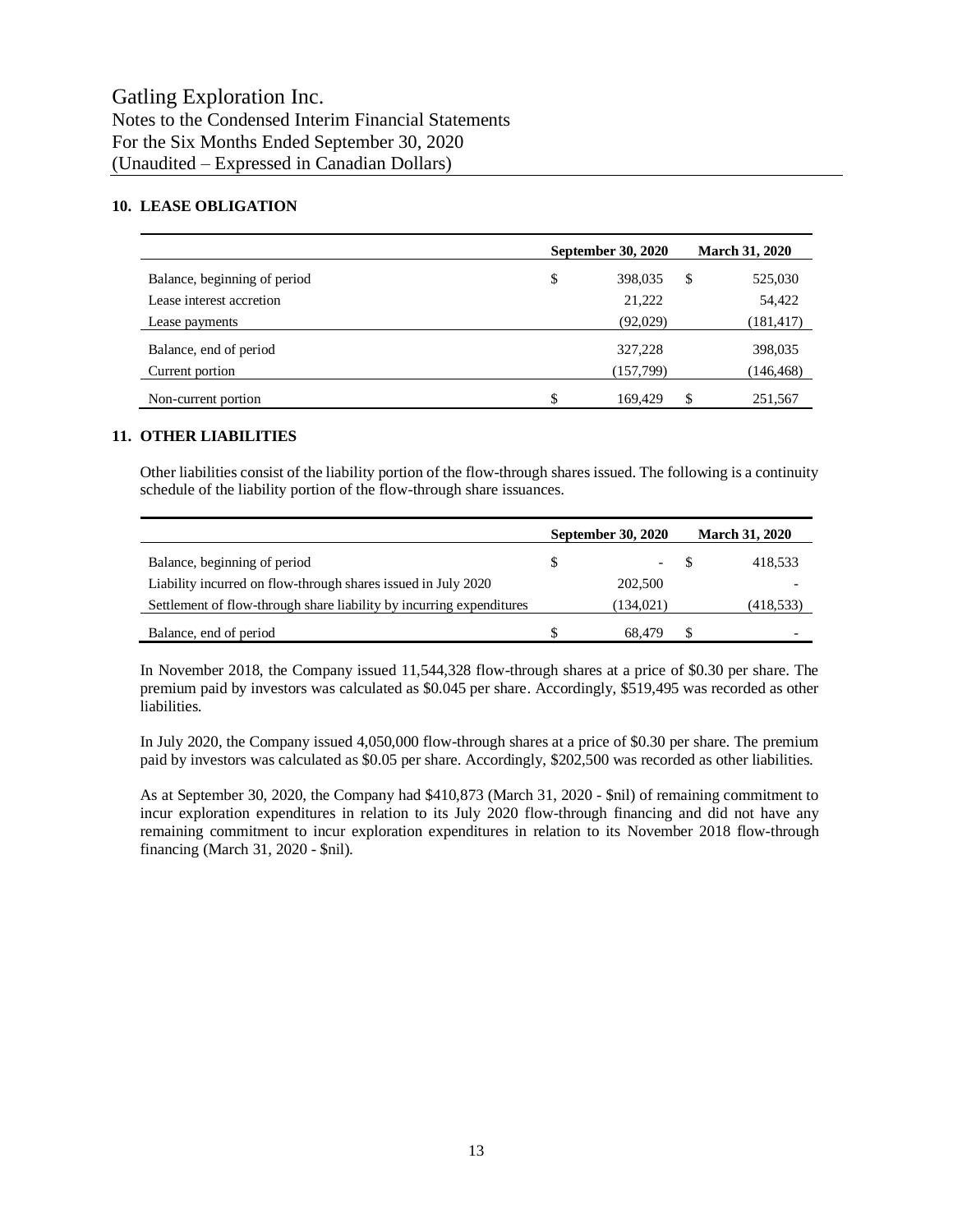## 10. LEASE OBLIGATION

| | September 30, 2020 | March 31, 2020 |
|---|---|---|
| Balance, beginning of period | $ 398,035 | $ 525,030 |
| Lease interest accretion | 21,222 | 54,422 |
| Lease payments | (92,029) | (181,417) |
| Balance, end of period | 327,228 | 398,035 |
| Current portion | (157,799) | (146,468) |
| Non-current portion | $ 169,429 | $ 251,567 |

## 11. OTHER LIABILITIES

Other liabilities consist of the liability portion of the flow-through shares issued. The following is a continuity schedule of the liability portion of the flow-through share issuances.

| | September 30, 2020 | March 31, 2020 |
|---|---|---|
| Balance, beginning of period | $ - | $ 418,533 |
| Liability incurred on flow-through shares issued in July 2020 | 202,500 | - |
| Settlement of flow-through share liability by incurring expenditures | (134,021) | (418,533) |
| Balance, end of period | $ 68,479 | $ - |

In November 2018, the Company issued 11,544,328 flow-through shares at a price of $0.30 per share. The premium paid by investors was calculated as $0.045 per share. Accordingly, $519,495 was recorded as other liabilities.

In July 2020, the Company issued 4,050,000 flow-through shares at a price of $0.30 per share. The premium paid by investors was calculated as $0.05 per share. Accordingly, $202,500 was recorded as other liabilities.

As at September 30, 2020, the Company had $410,873 (March 31, 2020 - $nil) of remaining commitment to incur exploration expenditures in relation to its July 2020 flow-through financing and did not have any remaining commitment to incur exploration expenditures in relation to its November 2018 flow-through financing (March 31, 2020 - $nil).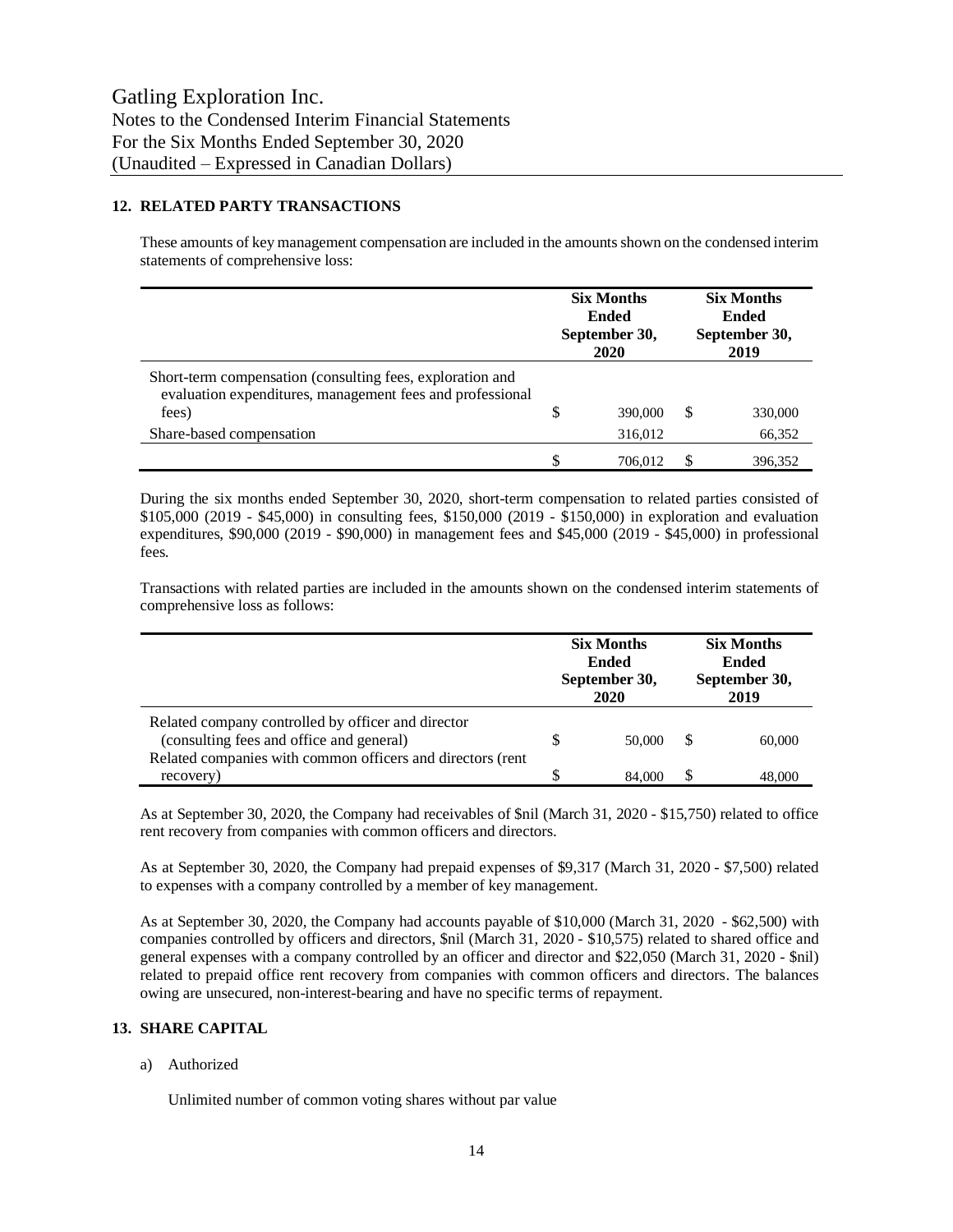## 12. RELATED PARTY TRANSACTIONS

These amounts of key management compensation are included in the amounts shown on the condensed interim statements of comprehensive loss:

| | Six Months Ended September 30, 2020 | Six Months Ended September 30, 2019 |
|---|---|---|
| Short-term compensation (consulting fees, exploration and evaluation expenditures, management fees and professional fees) | $ 390,000 | $ 330,000 |
| Share-based compensation | 316,012 | 66,352 |
| | $ 706,012 | $ 396,352 |

During the six months ended September 30, 2020, short-term compensation to related parties consisted of $105,000 (2019 - $45,000) in consulting fees, $150,000 (2019 - $150,000) in exploration and evaluation expenditures, $90,000 (2019 - $90,000) in management fees and $45,000 (2019 - $45,000) in professional fees.

Transactions with related parties are included in the amounts shown on the condensed interim statements of comprehensive loss as follows:

| | Six Months Ended September 30, 2020 | Six Months Ended September 30, 2019 |
|---|---|---|
| Related company controlled by officer and director (consulting fees and office and general) | $ 50,000 | $ 60,000 |
| Related companies with common officers and directors (rent recovery) | $ 84,000 | $ 48,000 |

As at September 30, 2020, the Company had receivables of $nil (March 31, 2020 - $15,750) related to office rent recovery from companies with common officers and directors.

As at September 30, 2020, the Company had prepaid expenses of $9,317 (March 31, 2020 - $7,500) related to expenses with a company controlled by a member of key management.

As at September 30, 2020, the Company had accounts payable of $10,000 (March 31, 2020 - $62,500) with companies controlled by officers and directors, $nil (March 31, 2020 - $10,575) related to shared office and general expenses with a company controlled by an officer and director and $22,050 (March 31, 2020 - $nil) related to prepaid office rent recovery from companies with common officers and directors. The balances owing are unsecured, non-interest-bearing and have no specific terms of repayment.

## 13. SHARE CAPITAL

a) Authorized

Unlimited number of common voting shares without par value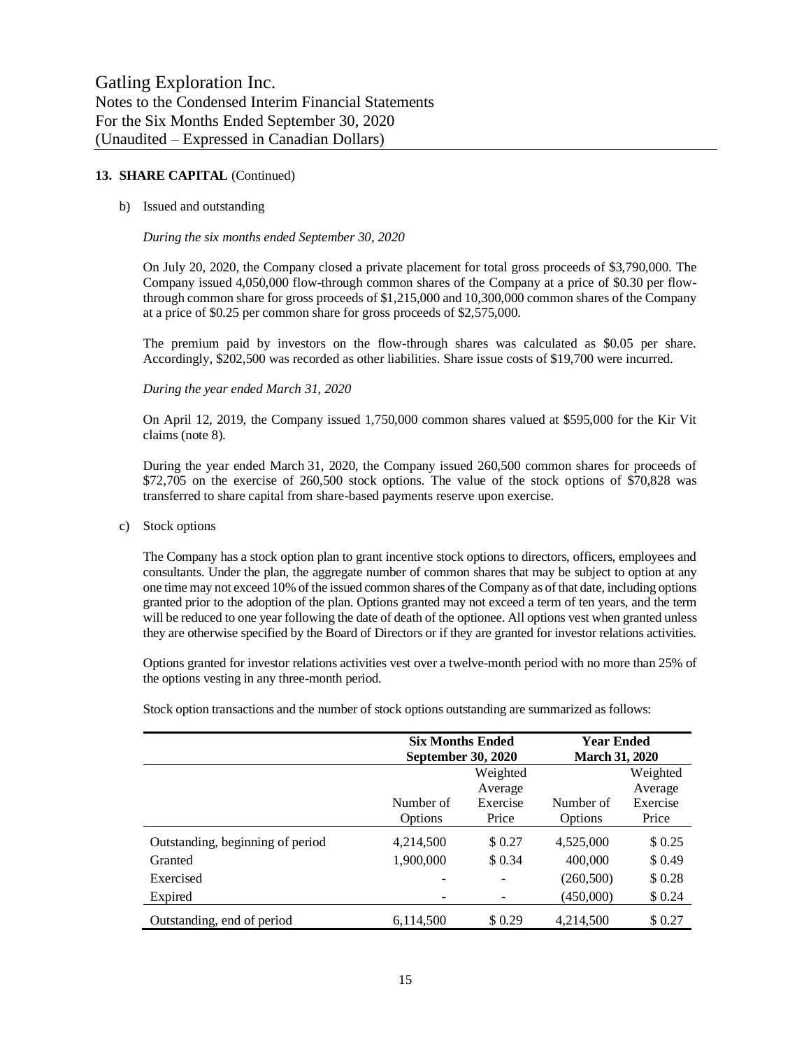## 13. SHARE CAPITAL (Continued)

b) Issued and outstanding

*During the six months ended September 30, 2020*

On July 20, 2020, the Company closed a private placement for total gross proceeds of \$3,790,000. The Company issued 4,050,000 flow-through common shares of the Company at a price of \$0.30 per flow-through common share for gross proceeds of \$1,215,000 and 10,300,000 common shares of the Company at a price of \$0.25 per common share for gross proceeds of \$2,575,000.

The premium paid by investors on the flow-through shares was calculated as \$0.05 per share. Accordingly, \$202,500 was recorded as other liabilities. Share issue costs of \$19,700 were incurred.

*During the year ended March 31, 2020*

On April 12, 2019, the Company issued 1,750,000 common shares valued at \$595,000 for the Kir Vit claims (note 8).

During the year ended March 31, 2020, the Company issued 260,500 common shares for proceeds of \$72,705 on the exercise of 260,500 stock options. The value of the stock options of \$70,828 was transferred to share capital from share-based payments reserve upon exercise.

c) Stock options

The Company has a stock option plan to grant incentive stock options to directors, officers, employees and consultants. Under the plan, the aggregate number of common shares that may be subject to option at any one time may not exceed 10% of the issued common shares of the Company as of that date, including options granted prior to the adoption of the plan. Options granted may not exceed a term of ten years, and the term will be reduced to one year following the date of death of the optionee. All options vest when granted unless they are otherwise specified by the Board of Directors or if they are granted for investor relations activities.

Options granted for investor relations activities vest over a twelve-month period with no more than 25% of the options vesting in any three-month period.

Stock option transactions and the number of stock options outstanding are summarized as follows:

| | Six Months Ended September 30, 2020 | | Year Ended March 31, 2020 | |
|---|---|---|---|---|
| | Number of Options | Weighted Average Exercise Price | Number of Options | Weighted Average Exercise Price |
| Outstanding, beginning of period | 4,214,500 | \$ 0.27 | 4,525,000 | \$ 0.25 |
| Granted | 1,900,000 | \$ 0.34 | 400,000 | \$ 0.49 |
| Exercised | - | - | (260,500) | \$ 0.28 |
| Expired | - | - | (450,000) | \$ 0.24 |
| Outstanding, end of period | 6,114,500 | \$ 0.29 | 4,214,500 | \$ 0.27 |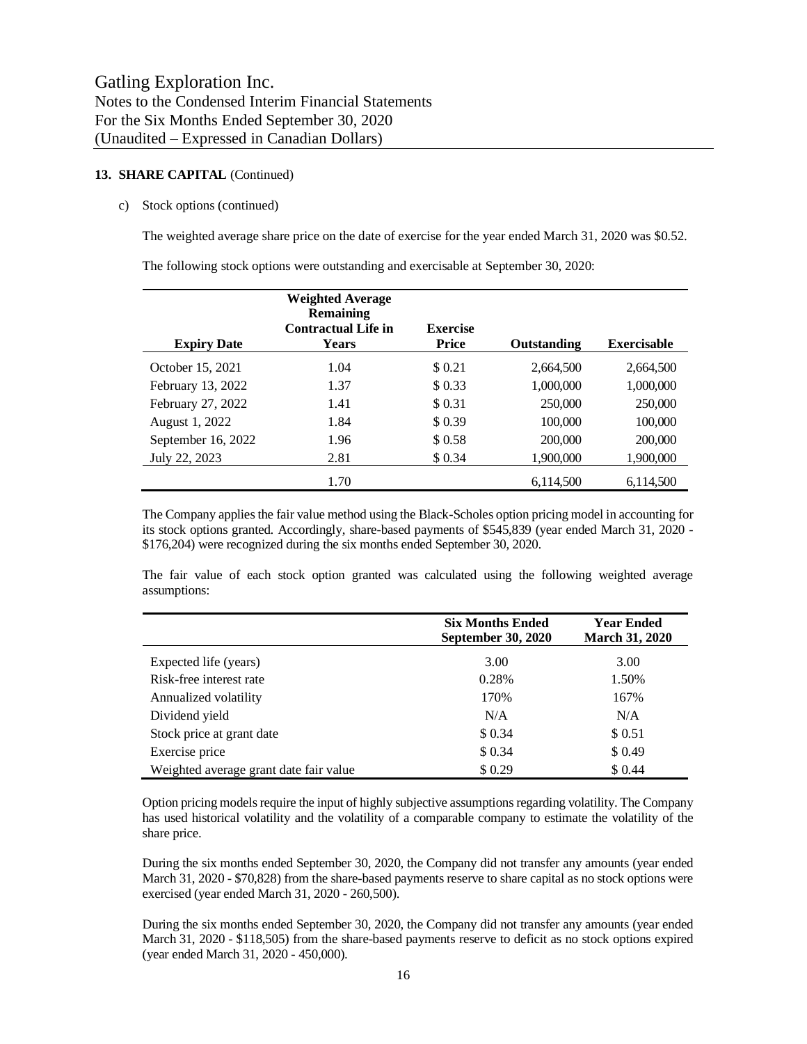**13. SHARE CAPITAL** (Continued)

c) Stock options (continued)

The weighted average share price on the date of exercise for the year ended March 31, 2020 was $0.52.

The following stock options were outstanding and exercisable at September 30, 2020:

| Expiry Date | Weighted Average Remaining Contractual Life in Years | Exercise Price | Outstanding | Exercisable |
|---|---|---|---|---|
| October 15, 2021 | 1.04 | $ 0.21 | 2,664,500 | 2,664,500 |
| February 13, 2022 | 1.37 | $ 0.33 | 1,000,000 | 1,000,000 |
| February 27, 2022 | 1.41 | $ 0.31 | 250,000 | 250,000 |
| August 1, 2022 | 1.84 | $ 0.39 | 100,000 | 100,000 |
| September 16, 2022 | 1.96 | $ 0.58 | 200,000 | 200,000 |
| July 22, 2023 | 2.81 | $ 0.34 | 1,900,000 | 1,900,000 |
| | 1.70 | | 6,114,500 | 6,114,500 |

The Company applies the fair value method using the Black-Scholes option pricing model in accounting for its stock options granted. Accordingly, share-based payments of $545,839 (year ended March 31, 2020 - $176,204) were recognized during the six months ended September 30, 2020.

The fair value of each stock option granted was calculated using the following weighted average assumptions:

| | Six Months Ended September 30, 2020 | Year Ended March 31, 2020 |
|---|---|---|
| Expected life (years) | 3.00 | 3.00 |
| Risk-free interest rate | 0.28% | 1.50% |
| Annualized volatility | 170% | 167% |
| Dividend yield | N/A | N/A |
| Stock price at grant date | $ 0.34 | $ 0.51 |
| Exercise price | $ 0.34 | $ 0.49 |
| Weighted average grant date fair value | $ 0.29 | $ 0.44 |

Option pricing models require the input of highly subjective assumptions regarding volatility. The Company has used historical volatility and the volatility of a comparable company to estimate the volatility of the share price.

During the six months ended September 30, 2020, the Company did not transfer any amounts (year ended March 31, 2020 - $70,828) from the share-based payments reserve to share capital as no stock options were exercised (year ended March 31, 2020 - 260,500).

During the six months ended September 30, 2020, the Company did not transfer any amounts (year ended March 31, 2020 - $118,505) from the share-based payments reserve to deficit as no stock options expired (year ended March 31, 2020 - 450,000).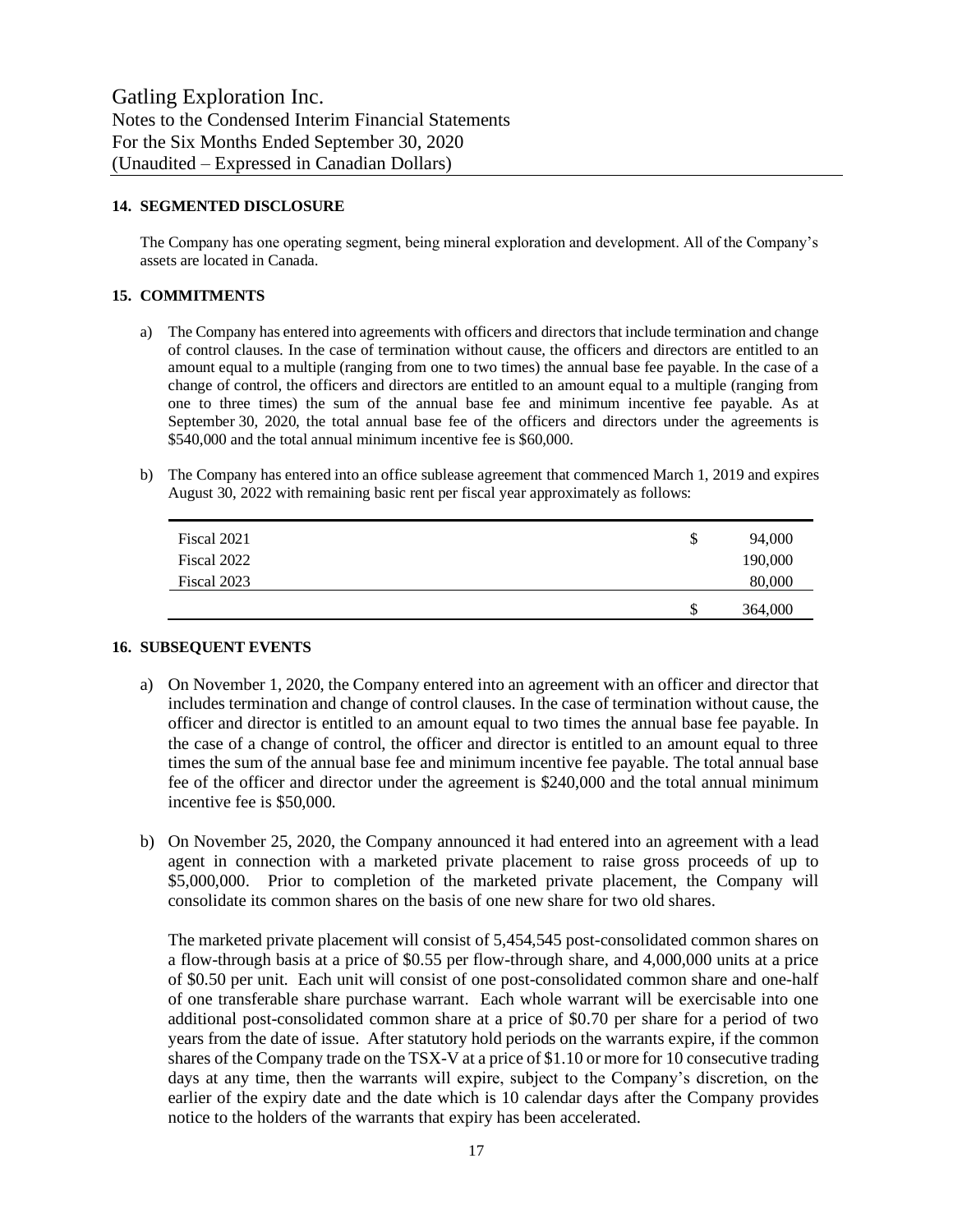### 14. SEGMENTED DISCLOSURE

The Company has one operating segment, being mineral exploration and development. All of the Company's assets are located in Canada.

### 15. COMMITMENTS

a) The Company has entered into agreements with officers and directors that include termination and change of control clauses. In the case of termination without cause, the officers and directors are entitled to an amount equal to a multiple (ranging from one to two times) the annual base fee payable. In the case of a change of control, the officers and directors are entitled to an amount equal to a multiple (ranging from one to three times) the sum of the annual base fee and minimum incentive fee payable. As at September 30, 2020, the total annual base fee of the officers and directors under the agreements is $540,000 and the total annual minimum incentive fee is $60,000.

b) The Company has entered into an office sublease agreement that commenced March 1, 2019 and expires August 30, 2022 with remaining basic rent per fiscal year approximately as follows:

| | | |
|---|---|---|
| Fiscal 2021 | $ | 94,000 |
| Fiscal 2022 | | 190,000 |
| Fiscal 2023 | | 80,000 |
| | $ | 364,000 |

### 16. SUBSEQUENT EVENTS

a) On November 1, 2020, the Company entered into an agreement with an officer and director that includes termination and change of control clauses. In the case of termination without cause, the officer and director is entitled to an amount equal to two times the annual base fee payable. In the case of a change of control, the officer and director is entitled to an amount equal to three times the sum of the annual base fee and minimum incentive fee payable. The total annual base fee of the officer and director under the agreement is $240,000 and the total annual minimum incentive fee is $50,000.

b) On November 25, 2020, the Company announced it had entered into an agreement with a lead agent in connection with a marketed private placement to raise gross proceeds of up to $5,000,000. Prior to completion of the marketed private placement, the Company will consolidate its common shares on the basis of one new share for two old shares.

The marketed private placement will consist of 5,454,545 post-consolidated common shares on a flow-through basis at a price of $0.55 per flow-through share, and 4,000,000 units at a price of $0.50 per unit. Each unit will consist of one post-consolidated common share and one-half of one transferable share purchase warrant. Each whole warrant will be exercisable into one additional post-consolidated common share at a price of $0.70 per share for a period of two years from the date of issue. After statutory hold periods on the warrants expire, if the common shares of the Company trade on the TSX-V at a price of $1.10 or more for 10 consecutive trading days at any time, then the warrants will expire, subject to the Company's discretion, on the earlier of the expiry date and the date which is 10 calendar days after the Company provides notice to the holders of the warrants that expiry has been accelerated.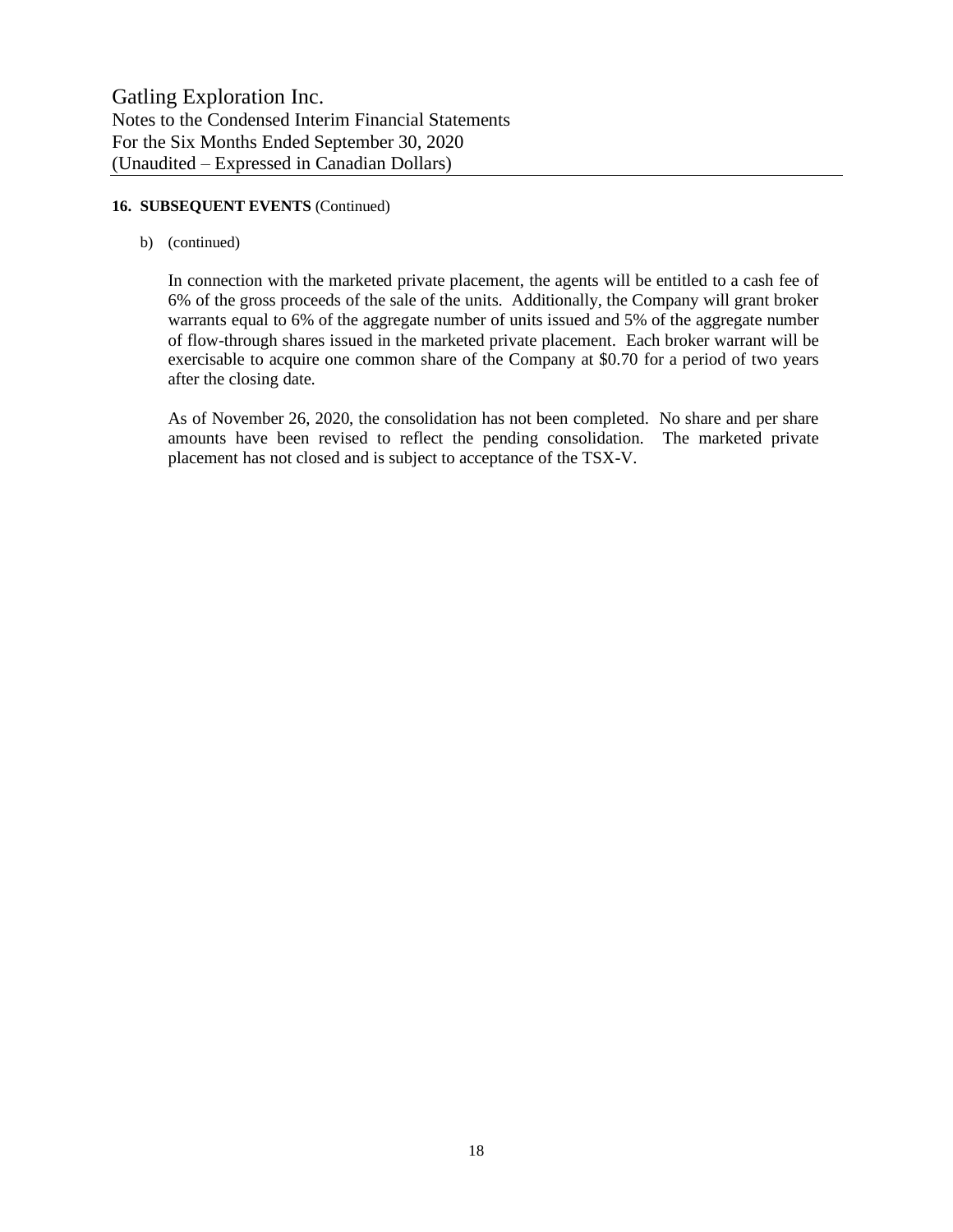### 16. SUBSEQUENT EVENTS (Continued)

b) (continued)

In connection with the marketed private placement, the agents will be entitled to a cash fee of 6% of the gross proceeds of the sale of the units. Additionally, the Company will grant broker warrants equal to 6% of the aggregate number of units issued and 5% of the aggregate number of flow-through shares issued in the marketed private placement. Each broker warrant will be exercisable to acquire one common share of the Company at $0.70 for a period of two years after the closing date.

As of November 26, 2020, the consolidation has not been completed. No share and per share amounts have been revised to reflect the pending consolidation. The marketed private placement has not closed and is subject to acceptance of the TSX-V.